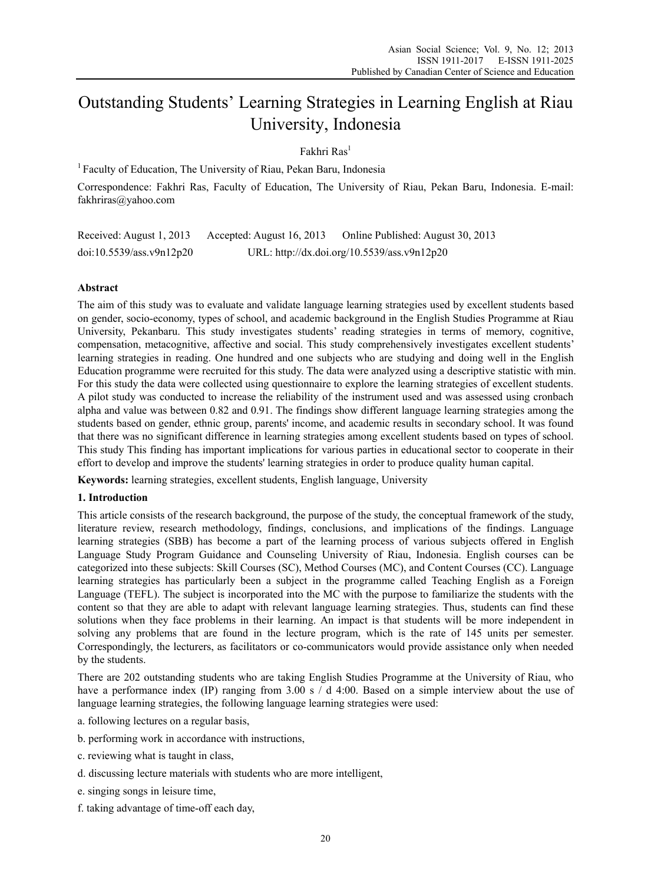# Outstanding Students' Learning Strategies in Learning English at Riau University, Indonesia

Fakhri Ras[1]

[1] Faculty of Education, The University of Riau, Pekan Baru, Indonesia

Correspondence: Fakhri Ras, Faculty of Education, The University of Riau, Pekan Baru, Indonesia. E-mail: fakhriras@yahoo.com

Received: August 1, 2013  Accepted: August 16, 2013  Online Published: August 30, 2013

doi:10.5539/ass.v9n12p20  URL: http://dx.doi.org/10.5539/ass.v9n12p20

## Abstract

The aim of this study was to evaluate and validate language learning strategies used by excellent students based on gender, socio-economy, types of school, and academic background in the English Studies Programme at Riau University, Pekanbaru. This study investigates students' reading strategies in terms of memory, cognitive, compensation, metacognitive, affective and social. This study comprehensively investigates excellent students' learning strategies in reading. One hundred and one subjects who are studying and doing well in the English Education programme were recruited for this study. The data were analyzed using a descriptive statistic with min. For this study the data were collected using questionnaire to explore the learning strategies of excellent students. A pilot study was conducted to increase the reliability of the instrument used and was assessed using cronbach alpha and value was between 0.82 and 0.91. The findings show different language learning strategies among the students based on gender, ethnic group, parents' income, and academic results in secondary school. It was found that there was no significant difference in learning strategies among excellent students based on types of school. This study This finding has important implications for various parties in educational sector to cooperate in their effort to develop and improve the students' learning strategies in order to produce quality human capital.

**Keywords:** learning strategies, excellent students, English language, University

## 1. Introduction

This article consists of the research background, the purpose of the study, the conceptual framework of the study, literature review, research methodology, findings, conclusions, and implications of the findings. Language learning strategies (SBB) has become a part of the learning process of various subjects offered in English Language Study Program Guidance and Counseling University of Riau, Indonesia. English courses can be categorized into these subjects: Skill Courses (SC), Method Courses (MC), and Content Courses (CC). Language learning strategies has particularly been a subject in the programme called Teaching English as a Foreign Language (TEFL). The subject is incorporated into the MC with the purpose to familiarize the students with the content so that they are able to adapt with relevant language learning strategies. Thus, students can find these solutions when they face problems in their learning. An impact is that students will be more independent in solving any problems that are found in the lecture program, which is the rate of 145 units per semester. Correspondingly, the lecturers, as facilitators or co-communicators would provide assistance only when needed by the students.

There are 202 outstanding students who are taking English Studies Programme at the University of Riau, who have a performance index (IP) ranging from 3.00 s / d 4:00. Based on a simple interview about the use of language learning strategies, the following language learning strategies were used:

a. following lectures on a regular basis,

b. performing work in accordance with instructions,

c. reviewing what is taught in class,

d. discussing lecture materials with students who are more intelligent,

e. singing songs in leisure time,

f. taking advantage of time-off each day,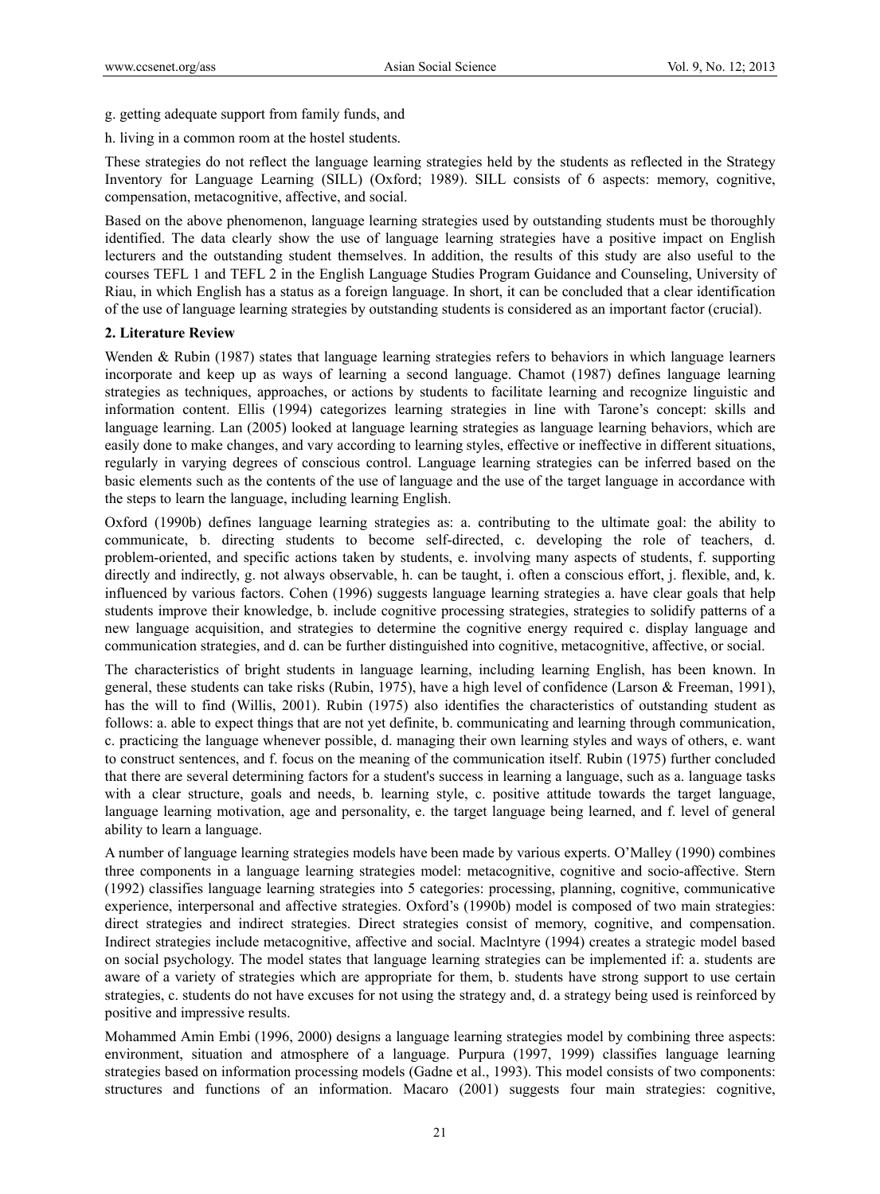g. getting adequate support from family funds, and

h. living in a common room at the hostel students.

These strategies do not reflect the language learning strategies held by the students as reflected in the Strategy Inventory for Language Learning (SILL) (Oxford; 1989). SILL consists of 6 aspects: memory, cognitive, compensation, metacognitive, affective, and social.

Based on the above phenomenon, language learning strategies used by outstanding students must be thoroughly identified. The data clearly show the use of language learning strategies have a positive impact on English lecturers and the outstanding student themselves. In addition, the results of this study are also useful to the courses TEFL 1 and TEFL 2 in the English Language Studies Program Guidance and Counseling, University of Riau, in which English has a status as a foreign language. In short, it can be concluded that a clear identification of the use of language learning strategies by outstanding students is considered as an important factor (crucial).

## 2. Literature Review

Wenden & Rubin (1987) states that language learning strategies refers to behaviors in which language learners incorporate and keep up as ways of learning a second language. Chamot (1987) defines language learning strategies as techniques, approaches, or actions by students to facilitate learning and recognize linguistic and information content. Ellis (1994) categorizes learning strategies in line with Tarone's concept: skills and language learning. Lan (2005) looked at language learning strategies as language learning behaviors, which are easily done to make changes, and vary according to learning styles, effective or ineffective in different situations, regularly in varying degrees of conscious control. Language learning strategies can be inferred based on the basic elements such as the contents of the use of language and the use of the target language in accordance with the steps to learn the language, including learning English.

Oxford (1990b) defines language learning strategies as: a. contributing to the ultimate goal: the ability to communicate, b. directing students to become self-directed, c. developing the role of teachers, d. problem-oriented, and specific actions taken by students, e. involving many aspects of students, f. supporting directly and indirectly, g. not always observable, h. can be taught, i. often a conscious effort, j. flexible, and, k. influenced by various factors. Cohen (1996) suggests language learning strategies a. have clear goals that help students improve their knowledge, b. include cognitive processing strategies, strategies to solidify patterns of a new language acquisition, and strategies to determine the cognitive energy required c. display language and communication strategies, and d. can be further distinguished into cognitive, metacognitive, affective, or social.

The characteristics of bright students in language learning, including learning English, has been known. In general, these students can take risks (Rubin, 1975), have a high level of confidence (Larson & Freeman, 1991), has the will to find (Willis, 2001). Rubin (1975) also identifies the characteristics of outstanding student as follows: a. able to expect things that are not yet definite, b. communicating and learning through communication, c. practicing the language whenever possible, d. managing their own learning styles and ways of others, e. want to construct sentences, and f. focus on the meaning of the communication itself. Rubin (1975) further concluded that there are several determining factors for a student's success in learning a language, such as a. language tasks with a clear structure, goals and needs, b. learning style, c. positive attitude towards the target language, language learning motivation, age and personality, e. the target language being learned, and f. level of general ability to learn a language.

A number of language learning strategies models have been made by various experts. O'Malley (1990) combines three components in a language learning strategies model: metacognitive, cognitive and socio-affective. Stern (1992) classifies language learning strategies into 5 categories: processing, planning, cognitive, communicative experience, interpersonal and affective strategies. Oxford's (1990b) model is composed of two main strategies: direct strategies and indirect strategies. Direct strategies consist of memory, cognitive, and compensation. Indirect strategies include metacognitive, affective and social. Maclntyre (1994) creates a strategic model based on social psychology. The model states that language learning strategies can be implemented if: a. students are aware of a variety of strategies which are appropriate for them, b. students have strong support to use certain strategies, c. students do not have excuses for not using the strategy and, d. a strategy being used is reinforced by positive and impressive results.

Mohammed Amin Embi (1996, 2000) designs a language learning strategies model by combining three aspects: environment, situation and atmosphere of a language. Purpura (1997, 1999) classifies language learning strategies based on information processing models (Gadne et al., 1993). This model consists of two components: structures and functions of an information. Macaro (2001) suggests four main strategies: cognitive,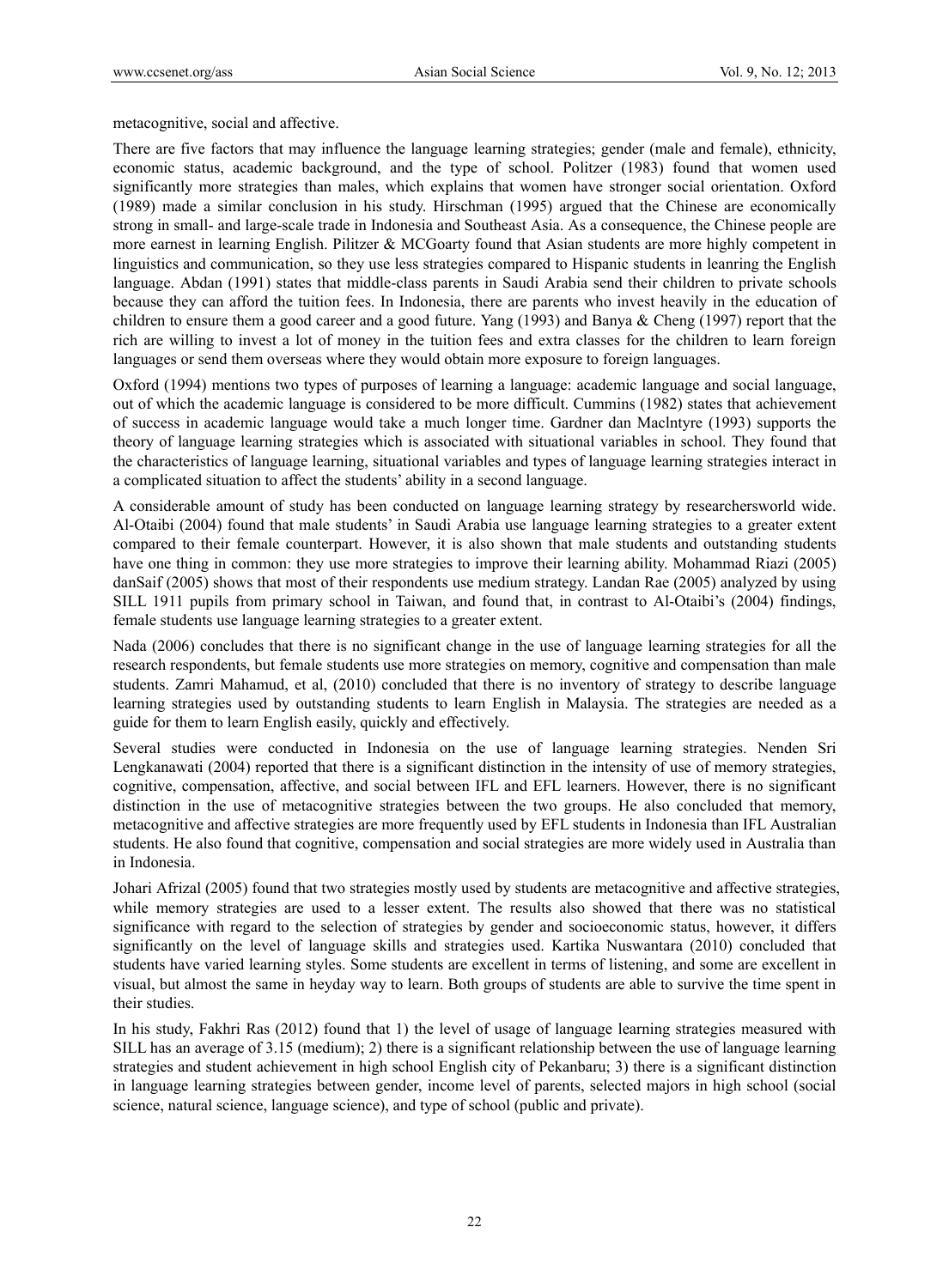metacognitive, social and affective.

There are five factors that may influence the language learning strategies; gender (male and female), ethnicity, economic status, academic background, and the type of school. Politzer (1983) found that women used significantly more strategies than males, which explains that women have stronger social orientation. Oxford (1989) made a similar conclusion in his study. Hirschman (1995) argued that the Chinese are economically strong in small- and large-scale trade in Indonesia and Southeast Asia. As a consequence, the Chinese people are more earnest in learning English. Pilitzer & MCGoarty found that Asian students are more highly competent in linguistics and communication, so they use less strategies compared to Hispanic students in leanring the English language. Abdan (1991) states that middle-class parents in Saudi Arabia send their children to private schools because they can afford the tuition fees. In Indonesia, there are parents who invest heavily in the education of children to ensure them a good career and a good future. Yang (1993) and Banya & Cheng (1997) report that the rich are willing to invest a lot of money in the tuition fees and extra classes for the children to learn foreign languages or send them overseas where they would obtain more exposure to foreign languages.

Oxford (1994) mentions two types of purposes of learning a language: academic language and social language, out of which the academic language is considered to be more difficult. Cummins (1982) states that achievement of success in academic language would take a much longer time. Gardner dan Maclntyre (1993) supports the theory of language learning strategies which is associated with situational variables in school. They found that the characteristics of language learning, situational variables and types of language learning strategies interact in a complicated situation to affect the students' ability in a second language.

A considerable amount of study has been conducted on language learning strategy by researchersworld wide. Al-Otaibi (2004) found that male students' in Saudi Arabia use language learning strategies to a greater extent compared to their female counterpart. However, it is also shown that male students and outstanding students have one thing in common: they use more strategies to improve their learning ability. Mohammad Riazi (2005) danSaif (2005) shows that most of their respondents use medium strategy. Landan Rae (2005) analyzed by using SILL 1911 pupils from primary school in Taiwan, and found that, in contrast to Al-Otaibi's (2004) findings, female students use language learning strategies to a greater extent.

Nada (2006) concludes that there is no significant change in the use of language learning strategies for all the research respondents, but female students use more strategies on memory, cognitive and compensation than male students. Zamri Mahamud, et al, (2010) concluded that there is no inventory of strategy to describe language learning strategies used by outstanding students to learn English in Malaysia. The strategies are needed as a guide for them to learn English easily, quickly and effectively.

Several studies were conducted in Indonesia on the use of language learning strategies. Nenden Sri Lengkanawati (2004) reported that there is a significant distinction in the intensity of use of memory strategies, cognitive, compensation, affective, and social between IFL and EFL learners. However, there is no significant distinction in the use of metacognitive strategies between the two groups. He also concluded that memory, metacognitive and affective strategies are more frequently used by EFL students in Indonesia than IFL Australian students. He also found that cognitive, compensation and social strategies are more widely used in Australia than in Indonesia.

Johari Afrizal (2005) found that two strategies mostly used by students are metacognitive and affective strategies, while memory strategies are used to a lesser extent. The results also showed that there was no statistical significance with regard to the selection of strategies by gender and socioeconomic status, however, it differs significantly on the level of language skills and strategies used. Kartika Nuswantara (2010) concluded that students have varied learning styles. Some students are excellent in terms of listening, and some are excellent in visual, but almost the same in heyday way to learn. Both groups of students are able to survive the time spent in their studies.

In his study, Fakhri Ras (2012) found that 1) the level of usage of language learning strategies measured with SILL has an average of 3.15 (medium); 2) there is a significant relationship between the use of language learning strategies and student achievement in high school English city of Pekanbaru; 3) there is a significant distinction in language learning strategies between gender, income level of parents, selected majors in high school (social science, natural science, language science), and type of school (public and private).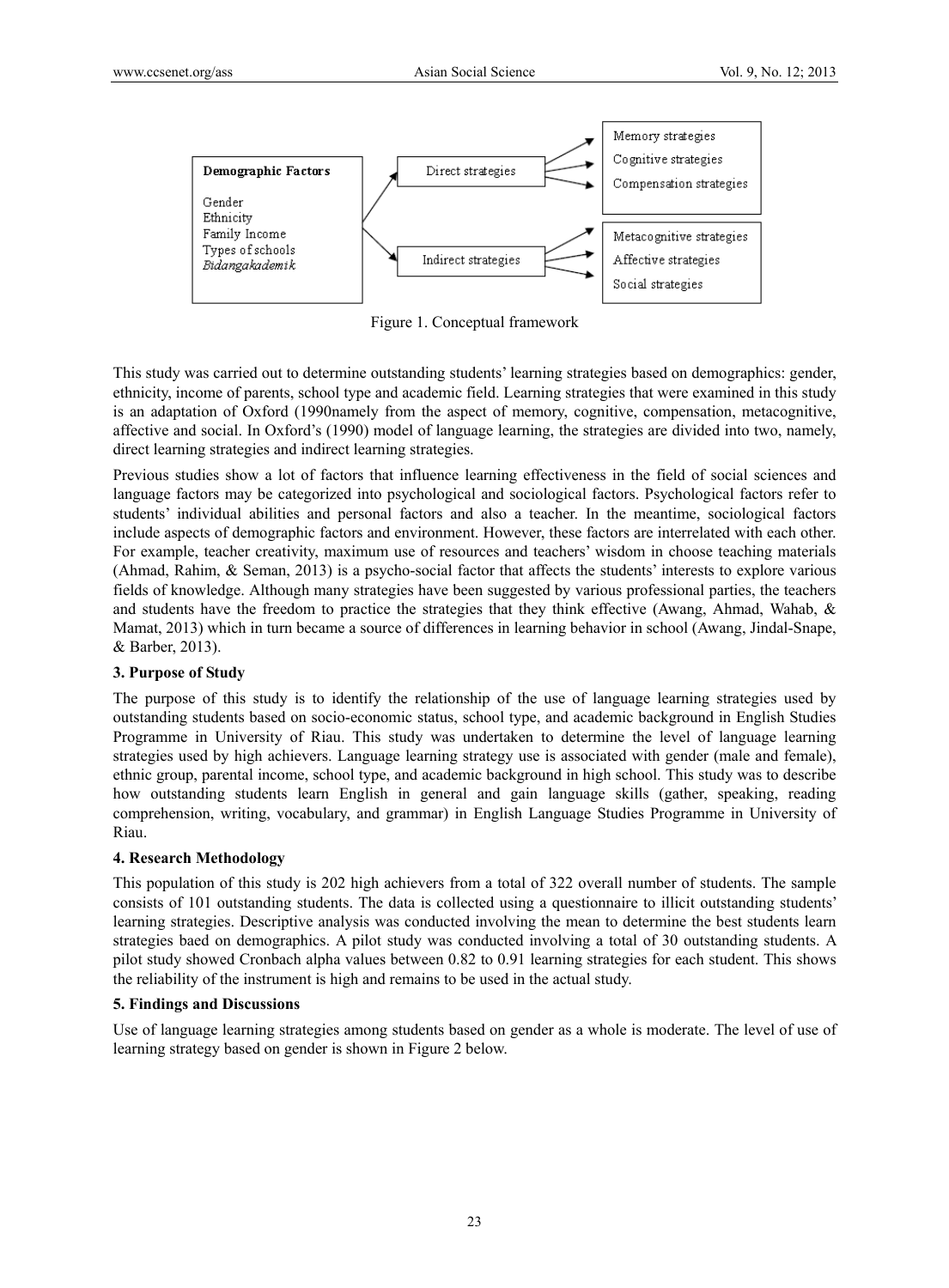**Demographic Factors**

Gender
Ethnicity
Family Income
Types of schools
*Bidangakademik*

Direct strategies → Memory strategies, Cognitive strategies, Compensation strategies

Indirect strategies → Metacognitive strategies, Affective strategies, Social strategies

Figure 1. Conceptual framework

This study was carried out to determine outstanding students' learning strategies based on demographics: gender, ethnicity, income of parents, school type and academic field. Learning strategies that were examined in this study is an adaptation of Oxford (1990namely from the aspect of memory, cognitive, compensation, metacognitive, affective and social. In Oxford's (1990) model of language learning, the strategies are divided into two, namely, direct learning strategies and indirect learning strategies.

Previous studies show a lot of factors that influence learning effectiveness in the field of social sciences and language factors may be categorized into psychological and sociological factors. Psychological factors refer to students' individual abilities and personal factors and also a teacher. In the meantime, sociological factors include aspects of demographic factors and environment. However, these factors are interrelated with each other. For example, teacher creativity, maximum use of resources and teachers' wisdom in choose teaching materials (Ahmad, Rahim, & Seman, 2013) is a psycho-social factor that affects the students' interests to explore various fields of knowledge. Although many strategies have been suggested by various professional parties, the teachers and students have the freedom to practice the strategies that they think effective (Awang, Ahmad, Wahab, & Mamat, 2013) which in turn became a source of differences in learning behavior in school (Awang, Jindal-Snape, & Barber, 2013).

### 3. Purpose of Study

The purpose of this study is to identify the relationship of the use of language learning strategies used by outstanding students based on socio-economic status, school type, and academic background in English Studies Programme in University of Riau. This study was undertaken to determine the level of language learning strategies used by high achievers. Language learning strategy use is associated with gender (male and female), ethnic group, parental income, school type, and academic background in high school. This study was to describe how outstanding students learn English in general and gain language skills (gather, speaking, reading comprehension, writing, vocabulary, and grammar) in English Language Studies Programme in University of Riau.

### 4. Research Methodology

This population of this study is 202 high achievers from a total of 322 overall number of students. The sample consists of 101 outstanding students. The data is collected using a questionnaire to illicit outstanding students' learning strategies. Descriptive analysis was conducted involving the mean to determine the best students learn strategies baed on demographics. A pilot study was conducted involving a total of 30 outstanding students. A pilot study showed Cronbach alpha values between 0.82 to 0.91 learning strategies for each student. This shows the reliability of the instrument is high and remains to be used in the actual study.

### 5. Findings and Discussions

Use of language learning strategies among students based on gender as a whole is moderate. The level of use of learning strategy based on gender is shown in Figure 2 below.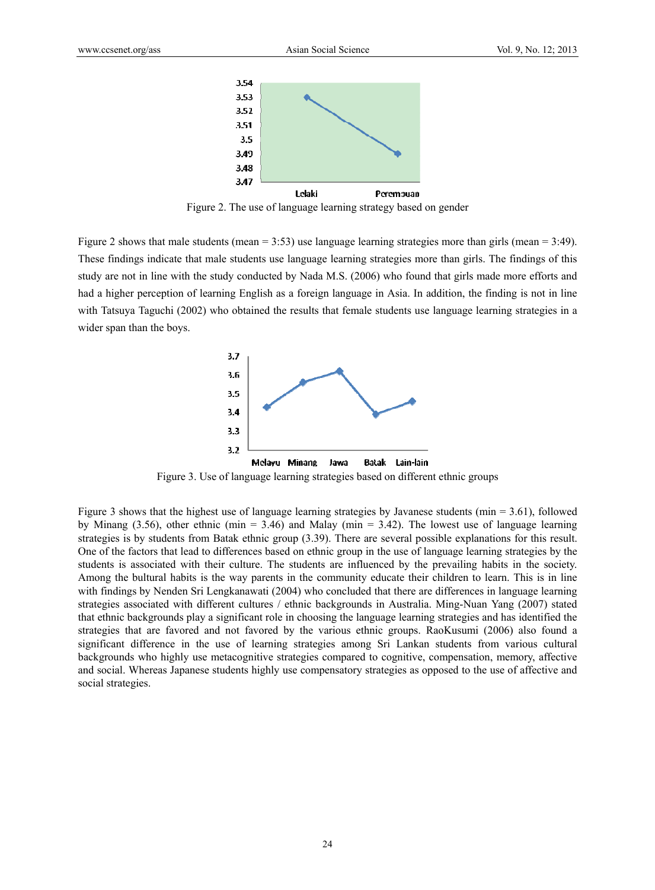Figure 2. The use of language learning strategy based on gender

Figure 2 shows that male students (mean = 3:53) use language learning strategies more than girls (mean = 3:49). These findings indicate that male students use language learning strategies more than girls. The findings of this study are not in line with the study conducted by Nada M.S. (2006) who found that girls made more efforts and had a higher perception of learning English as a foreign language in Asia. In addition, the finding is not in line with Tatsuya Taguchi (2002) who obtained the results that female students use language learning strategies in a wider span than the boys.

Figure 3. Use of language learning strategies based on different ethnic groups

Figure 3 shows that the highest use of language learning strategies by Javanese students (min = 3.61), followed by Minang (3.56), other ethnic (min = 3.46) and Malay (min = 3.42). The lowest use of language learning strategies is by students from Batak ethnic group (3.39). There are several possible explanations for this result. One of the factors that lead to differences based on ethnic group in the use of language learning strategies by the students is associated with their culture. The students are influenced by the prevailing habits in the society. Among the bultural habits is the way parents in the community educate their children to learn. This is in line with findings by Nenden Sri Lengkanawati (2004) who concluded that there are differences in language learning strategies associated with different cultures / ethnic backgrounds in Australia. Ming-Nuan Yang (2007) stated that ethnic backgrounds play a significant role in choosing the language learning strategies and has identified the strategies that are favored and not favored by the various ethnic groups. RaoKusumi (2006) also found a significant difference in the use of learning strategies among Sri Lankan students from various cultural backgrounds who highly use metacognitive strategies compared to cognitive, compensation, memory, affective and social. Whereas Japanese students highly use compensatory strategies as opposed to the use of affective and social strategies.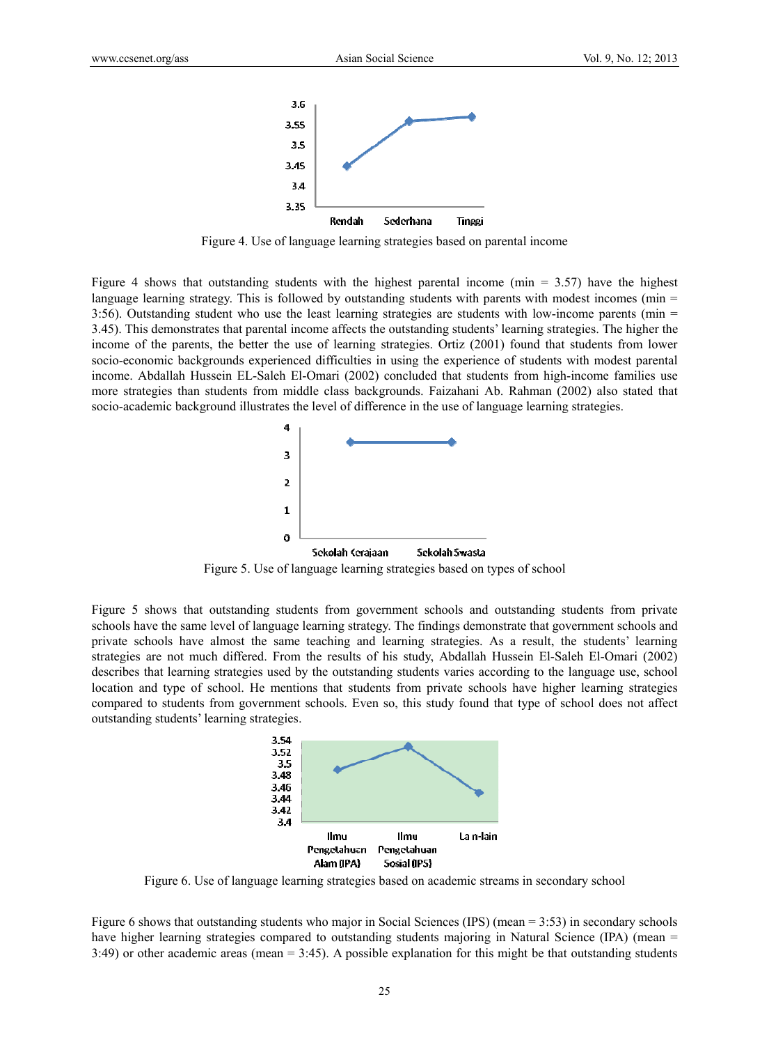Figure 4. Use of language learning strategies based on parental income

Figure 4 shows that outstanding students with the highest parental income (min = 3.57) have the highest language learning strategy. This is followed by outstanding students with parents with modest incomes (min = 3:56). Outstanding student who use the least learning strategies are students with low-income parents (min = 3.45). This demonstrates that parental income affects the outstanding students' learning strategies. The higher the income of the parents, the better the use of learning strategies. Ortiz (2001) found that students from lower socio-economic backgrounds experienced difficulties in using the experience of students with modest parental income. Abdallah Hussein EL-Saleh El-Omari (2002) concluded that students from high-income families use more strategies than students from middle class backgrounds. Faizahani Ab. Rahman (2002) also stated that socio-academic background illustrates the level of difference in the use of language learning strategies.

Figure 5. Use of language learning strategies based on types of school

Figure 5 shows that outstanding students from government schools and outstanding students from private schools have the same level of language learning strategy. The findings demonstrate that government schools and private schools have almost the same teaching and learning strategies. As a result, the students' learning strategies are not much differed. From the results of his study, Abdallah Hussein El-Saleh El-Omari (2002) describes that learning strategies used by the outstanding students varies according to the language use, school location and type of school. He mentions that students from private schools have higher learning strategies compared to students from government schools. Even so, this study found that type of school does not affect outstanding students' learning strategies.

Figure 6. Use of language learning strategies based on academic streams in secondary school

Figure 6 shows that outstanding students who major in Social Sciences (IPS) (mean = 3:53) in secondary schools have higher learning strategies compared to outstanding students majoring in Natural Science (IPA) (mean = 3:49) or other academic areas (mean = 3:45). A possible explanation for this might be that outstanding students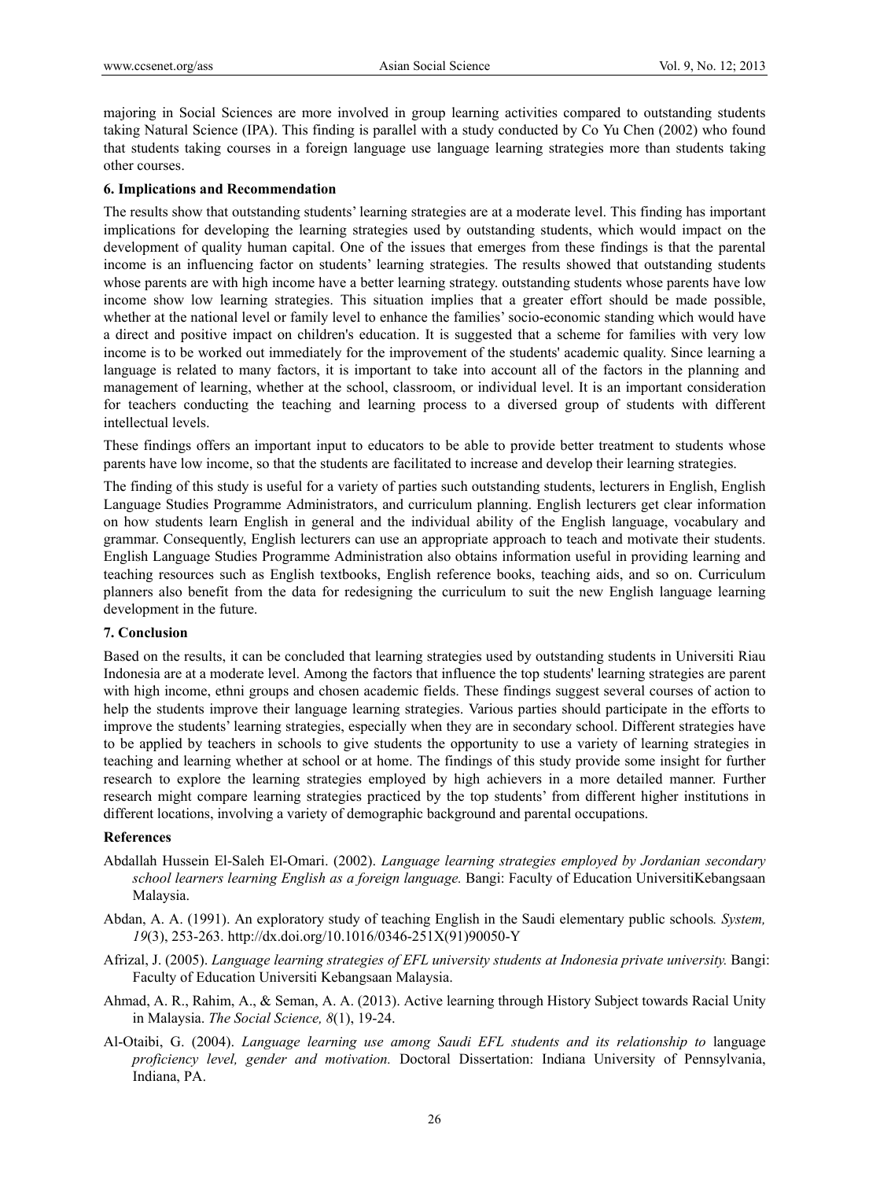majoring in Social Sciences are more involved in group learning activities compared to outstanding students taking Natural Science (IPA). This finding is parallel with a study conducted by Co Yu Chen (2002) who found that students taking courses in a foreign language use language learning strategies more than students taking other courses.

## 6. Implications and Recommendation

The results show that outstanding students' learning strategies are at a moderate level. This finding has important implications for developing the learning strategies used by outstanding students, which would impact on the development of quality human capital. One of the issues that emerges from these findings is that the parental income is an influencing factor on students' learning strategies. The results showed that outstanding students whose parents are with high income have a better learning strategy. outstanding students whose parents have low income show low learning strategies. This situation implies that a greater effort should be made possible, whether at the national level or family level to enhance the families' socio-economic standing which would have a direct and positive impact on children's education. It is suggested that a scheme for families with very low income is to be worked out immediately for the improvement of the students' academic quality. Since learning a language is related to many factors, it is important to take into account all of the factors in the planning and management of learning, whether at the school, classroom, or individual level. It is an important consideration for teachers conducting the teaching and learning process to a diversed group of students with different intellectual levels.

These findings offers an important input to educators to be able to provide better treatment to students whose parents have low income, so that the students are facilitated to increase and develop their learning strategies.

The finding of this study is useful for a variety of parties such outstanding students, lecturers in English, English Language Studies Programme Administrators, and curriculum planning. English lecturers get clear information on how students learn English in general and the individual ability of the English language, vocabulary and grammar. Consequently, English lecturers can use an appropriate approach to teach and motivate their students. English Language Studies Programme Administration also obtains information useful in providing learning and teaching resources such as English textbooks, English reference books, teaching aids, and so on. Curriculum planners also benefit from the data for redesigning the curriculum to suit the new English language learning development in the future.

## 7. Conclusion

Based on the results, it can be concluded that learning strategies used by outstanding students in Universiti Riau Indonesia are at a moderate level. Among the factors that influence the top students' learning strategies are parent with high income, ethni groups and chosen academic fields. These findings suggest several courses of action to help the students improve their language learning strategies. Various parties should participate in the efforts to improve the students' learning strategies, especially when they are in secondary school. Different strategies have to be applied by teachers in schools to give students the opportunity to use a variety of learning strategies in teaching and learning whether at school or at home. The findings of this study provide some insight for further research to explore the learning strategies employed by high achievers in a more detailed manner. Further research might compare learning strategies practiced by the top students' from different higher institutions in different locations, involving a variety of demographic background and parental occupations.

## References

Abdallah Hussein El-Saleh El-Omari. (2002). *Language learning strategies employed by Jordanian secondary school learners learning English as a foreign language.* Bangi: Faculty of Education UniversitiKebangsaan Malaysia.

Abdan, A. A. (1991). An exploratory study of teaching English in the Saudi elementary public schools*. System, 19*(3), 253-263. http://dx.doi.org/10.1016/0346-251X(91)90050-Y

Afrizal, J. (2005). *Language learning strategies of EFL university students at Indonesia private university.* Bangi: Faculty of Education Universiti Kebangsaan Malaysia.

Ahmad, A. R., Rahim, A., & Seman, A. A. (2013). Active learning through History Subject towards Racial Unity in Malaysia. *The Social Science, 8*(1), 19-24.

Al-Otaibi, G. (2004). *Language learning use among Saudi EFL students and its relationship to* language *proficiency level, gender and motivation.* Doctoral Dissertation: Indiana University of Pennsylvania, Indiana, PA.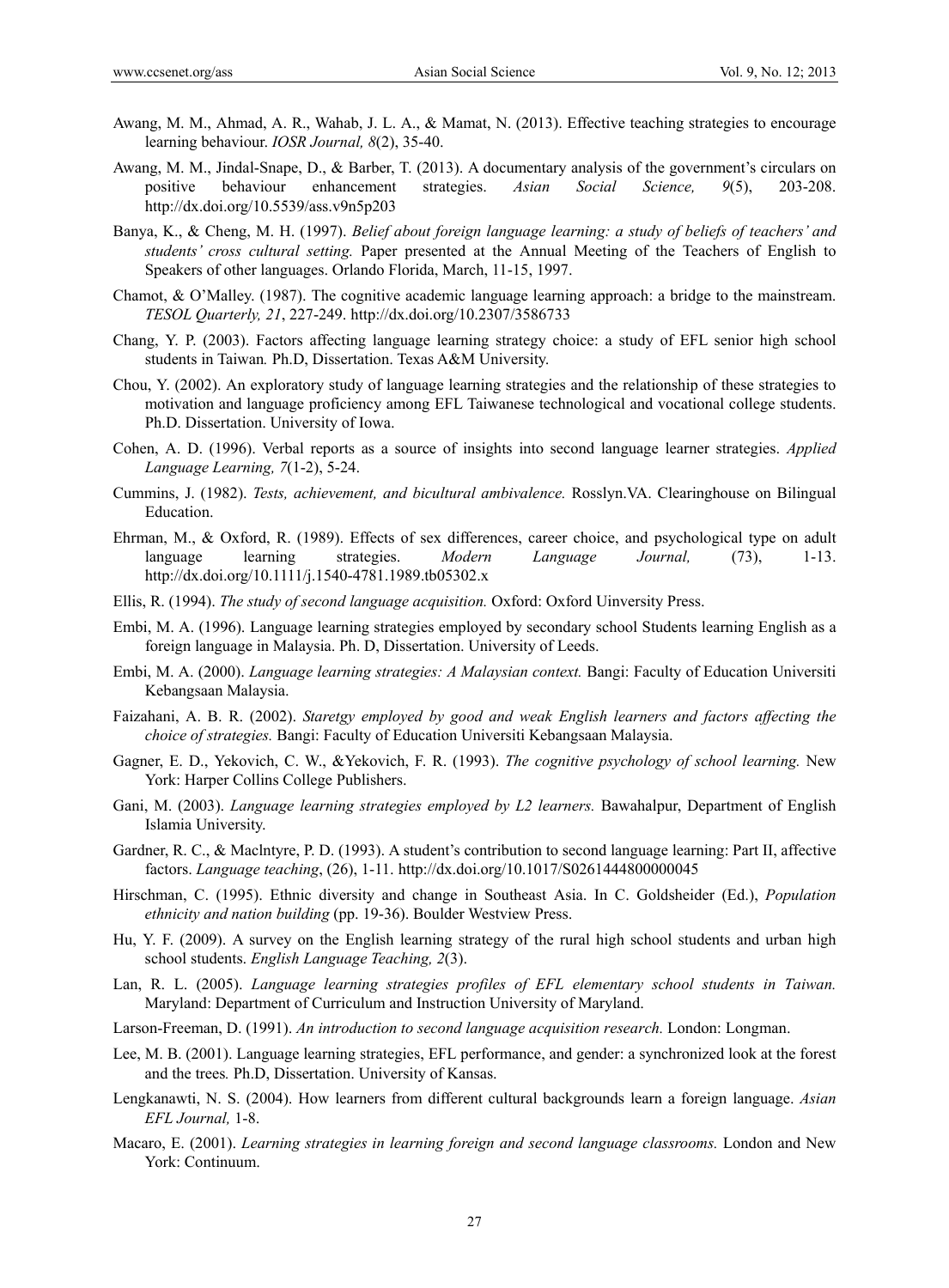Awang, M. M., Ahmad, A. R., Wahab, J. L. A., & Mamat, N. (2013). Effective teaching strategies to encourage learning behaviour. *IOSR Journal, 8*(2), 35-40.

Awang, M. M., Jindal-Snape, D., & Barber, T. (2013). A documentary analysis of the government's circulars on positive behaviour enhancement strategies. *Asian Social Science, 9*(5), 203-208. http://dx.doi.org/10.5539/ass.v9n5p203

Banya, K., & Cheng, M. H. (1997). *Belief about foreign language learning: a study of beliefs of teachers' and students' cross cultural setting.* Paper presented at the Annual Meeting of the Teachers of English to Speakers of other languages. Orlando Florida, March, 11-15, 1997.

Chamot, & O'Malley. (1987). The cognitive academic language learning approach: a bridge to the mainstream. *TESOL Quarterly, 21*, 227-249. http://dx.doi.org/10.2307/3586733

Chang, Y. P. (2003). Factors affecting language learning strategy choice: a study of EFL senior high school students in Taiwan*.* Ph.D, Dissertation. Texas A&M University.

Chou, Y. (2002). An exploratory study of language learning strategies and the relationship of these strategies to motivation and language proficiency among EFL Taiwanese technological and vocational college students. Ph.D. Dissertation. University of Iowa.

Cohen, A. D. (1996). Verbal reports as a source of insights into second language learner strategies. *Applied Language Learning, 7*(1-2), 5-24.

Cummins, J. (1982). *Tests, achievement, and bicultural ambivalence.* Rosslyn.VA. Clearinghouse on Bilingual Education.

Ehrman, M., & Oxford, R. (1989). Effects of sex differences, career choice, and psychological type on adult language learning strategies. *Modern Language Journal,* (73), 1-13. http://dx.doi.org/10.1111/j.1540-4781.1989.tb05302.x

Ellis, R. (1994). *The study of second language acquisition.* Oxford: Oxford Uinversity Press.

Embi, M. A. (1996). Language learning strategies employed by secondary school Students learning English as a foreign language in Malaysia. Ph. D, Dissertation. University of Leeds.

Embi, M. A. (2000). *Language learning strategies: A Malaysian context.* Bangi: Faculty of Education Universiti Kebangsaan Malaysia.

Faizahani, A. B. R. (2002). *Staretgy employed by good and weak English learners and factors affecting the choice of strategies.* Bangi: Faculty of Education Universiti Kebangsaan Malaysia.

Gagner, E. D., Yekovich, C. W., &Yekovich, F. R. (1993). *The cognitive psychology of school learning.* New York: Harper Collins College Publishers.

Gani, M. (2003). *Language learning strategies employed by L2 learners.* Bawahalpur, Department of English Islamia University.

Gardner, R. C., & Maclntyre, P. D. (1993). A student's contribution to second language learning: Part II, affective factors. *Language teaching*, (26), 1-11. http://dx.doi.org/10.1017/S0261444800000045

Hirschman, C. (1995). Ethnic diversity and change in Southeast Asia. In C. Goldsheider (Ed.), *Population ethnicity and nation building* (pp. 19-36). Boulder Westview Press.

Hu, Y. F. (2009). A survey on the English learning strategy of the rural high school students and urban high school students. *English Language Teaching, 2*(3).

Lan, R. L. (2005). *Language learning strategies profiles of EFL elementary school students in Taiwan.* Maryland: Department of Curriculum and Instruction University of Maryland.

Larson-Freeman, D. (1991). *An introduction to second language acquisition research.* London: Longman.

Lee, M. B. (2001). Language learning strategies, EFL performance, and gender: a synchronized look at the forest and the trees*.* Ph.D, Dissertation. University of Kansas.

Lengkanawti, N. S. (2004). How learners from different cultural backgrounds learn a foreign language. *Asian EFL Journal,* 1-8.

Macaro, E. (2001). *Learning strategies in learning foreign and second language classrooms.* London and New York: Continuum.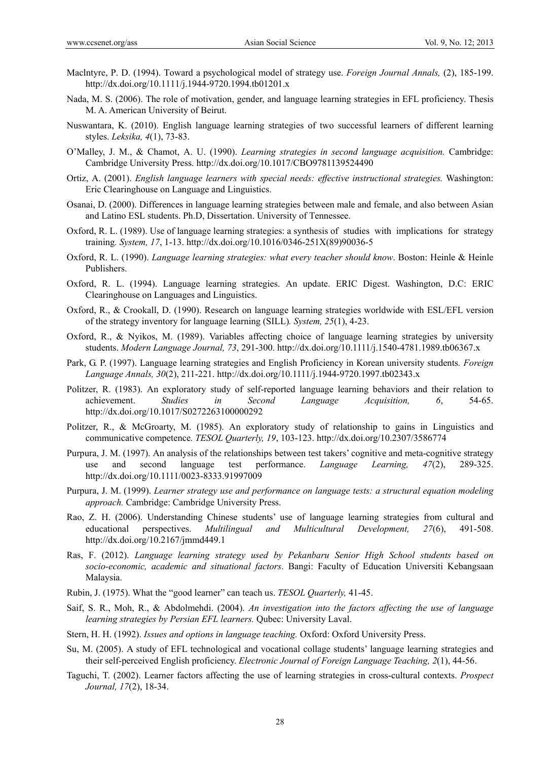Maclntyre, P. D. (1994). Toward a psychological model of strategy use. *Foreign Journal Annals,* (2), 185-199. http://dx.doi.org/10.1111/j.1944-9720.1994.tb01201.x

Nada, M. S. (2006). The role of motivation, gender, and language learning strategies in EFL proficiency. Thesis M. A. American University of Beirut.

Nuswantara, K. (2010). English language learning strategies of two successful learners of different learning styles. *Leksika, 4*(1), 73-83.

O'Malley, J. M., & Chamot, A. U. (1990). *Learning strategies in second language acquisition.* Cambridge: Cambridge University Press. http://dx.doi.org/10.1017/CBO9781139524490

Ortiz, A. (2001). *English language learners with special needs: effective instructional strategies.* Washington: Eric Clearinghouse on Language and Linguistics.

Osanai, D. (2000). Differences in language learning strategies between male and female, and also between Asian and Latino ESL students. Ph.D, Dissertation. University of Tennessee.

Oxford, R. L. (1989). Use of language learning strategies: a synthesis of studies with implications for strategy training. *System, 17*, 1-13. http://dx.doi.org/10.1016/0346-251X(89)90036-5

Oxford, R. L. (1990). *Language learning strategies: what every teacher should know*. Boston: Heinle & Heinle Publishers.

Oxford, R. L. (1994). Language learning strategies. An update. ERIC Digest. Washington, D.C: ERIC Clearinghouse on Languages and Linguistics.

Oxford, R., & Crookall, D. (1990). Research on language learning strategies worldwide with ESL/EFL version of the strategy inventory for language learning (SILL). *System, 25*(1), 4-23.

Oxford, R., & Nyikos, M. (1989). Variables affecting choice of language learning strategies by university students. *Modern Language Journal, 73*, 291-300. http://dx.doi.org/10.1111/j.1540-4781.1989.tb06367.x

Park, G. P. (1997). Language learning strategies and English Proficiency in Korean university students. *Foreign Language Annals, 30*(2), 211-221. http://dx.doi.org/10.1111/j.1944-9720.1997.tb02343.x

Politzer, R. (1983). An exploratory study of self-reported language learning behaviors and their relation to achievement. *Studies in Second Language Acquisition, 6*, 54-65. http://dx.doi.org/10.1017/S0272263100000292

Politzer, R., & McGroarty, M. (1985). An exploratory study of relationship to gains in Linguistics and communicative competence. *TESOL Quarterly, 19*, 103-123. http://dx.doi.org/10.2307/3586774

Purpura, J. M. (1997). An analysis of the relationships between test takers' cognitive and meta-cognitive strategy use and second language test performance. *Language Learning, 47*(2), 289-325. http://dx.doi.org/10.1111/0023-8333.91997009

Purpura, J. M. (1999). *Learner strategy use and performance on language tests: a structural equation modeling approach.* Cambridge: Cambridge University Press.

Rao, Z. H. (2006). Understanding Chinese students' use of language learning strategies from cultural and educational perspectives. *Multilingual and Multicultural Development, 27*(6), 491-508. http://dx.doi.org/10.2167/jmmd449.1

Ras, F. (2012). *Language learning strategy used by Pekanbaru Senior High School students based on socio-economic, academic and situational factors*. Bangi: Faculty of Education Universiti Kebangsaan Malaysia.

Rubin, J. (1975). What the "good learner" can teach us. *TESOL Quarterly,* 41-45.

Saif, S. R., Moh, R., & Abdolmehdi. (2004). *An investigation into the factors affecting the use of language learning strategies by Persian EFL learners.* Qubec: University Laval.

Stern, H. H. (1992). *Issues and options in language teaching.* Oxford: Oxford University Press.

Su, M. (2005). A study of EFL technological and vocational collage students' language learning strategies and their self-perceived English proficiency. *Electronic Journal of Foreign Language Teaching, 2*(1), 44-56.

Taguchi, T. (2002). Learner factors affecting the use of learning strategies in cross-cultural contexts. *Prospect Journal, 17*(2), 18-34.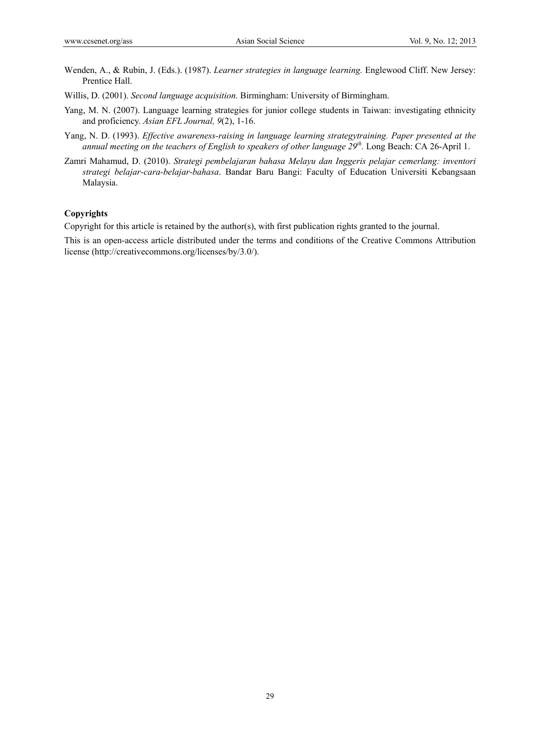Wenden, A., & Rubin, J. (Eds.). (1987). *Learner strategies in language learning.* Englewood Cliff. New Jersey: Prentice Hall.

Willis, D. (2001). *Second language acquisition.* Birmingham: University of Birmingham.

Yang, M. N. (2007). Language learning strategies for junior college students in Taiwan: investigating ethnicity and proficiency. *Asian EFL Journal, 9*(2), 1-16.

Yang, N. D. (1993). *Effective awareness-raising in language learning strategytraining. Paper presented at the annual meeting on the teachers of English to speakers of other language 29th.* Long Beach: CA 26-April 1.

Zamri Mahamud, D. (2010). *Strategi pembelajaran bahasa Melayu dan Inggeris pelajar cemerlang: inventori strategi belajar-cara-belajar-bahasa*. Bandar Baru Bangi: Faculty of Education Universiti Kebangsaan Malaysia.

**Copyrights**

Copyright for this article is retained by the author(s), with first publication rights granted to the journal.

This is an open-access article distributed under the terms and conditions of the Creative Commons Attribution license (http://creativecommons.org/licenses/by/3.0/).